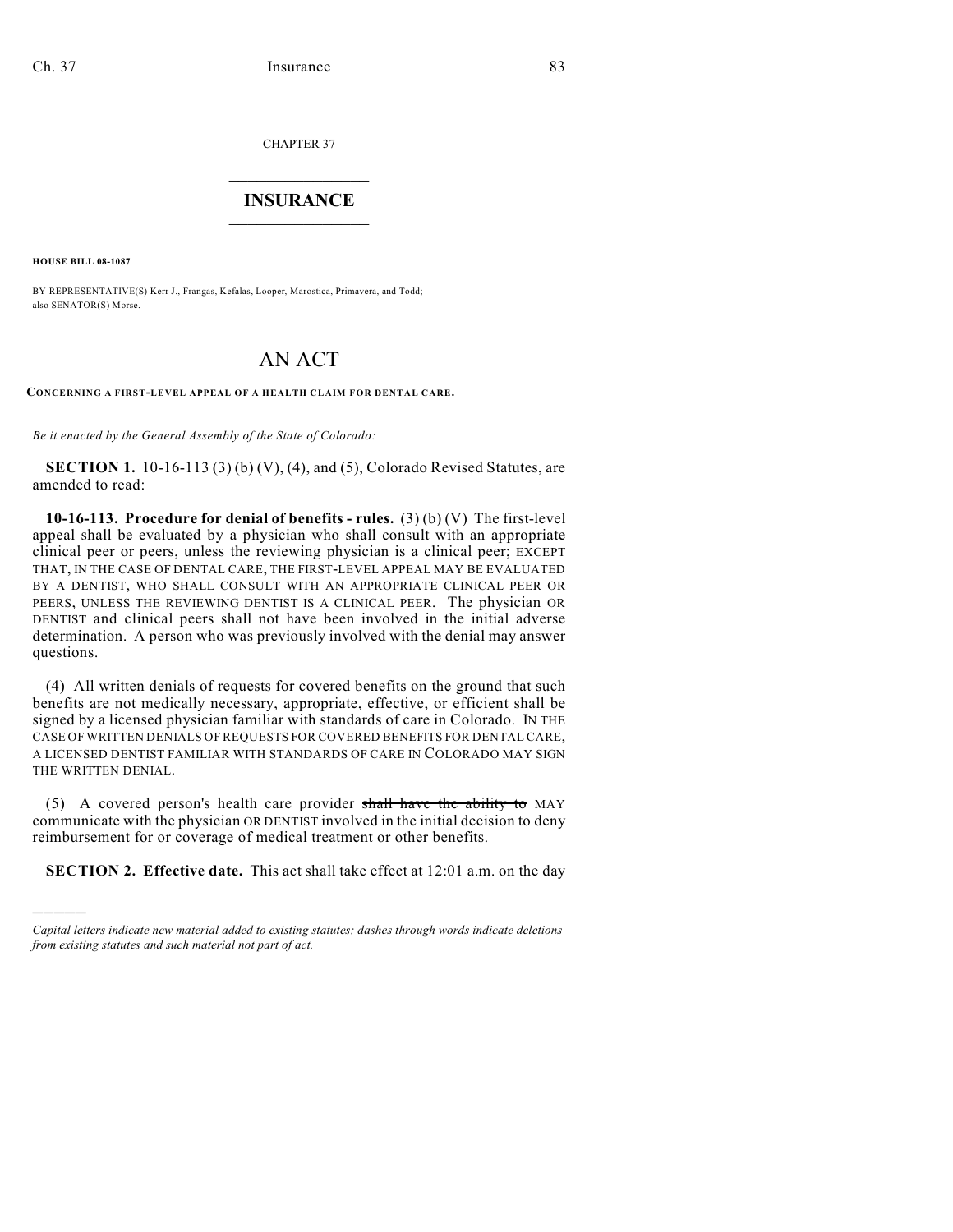CHAPTER 37

# INSURANCE

**HOUSE BILL 08-1087**

BY REPRESENTATIVE(S) Kerr J., Frangas, Kefalas, Looper, Marostica, Primavera, and Todd; also SENATOR(S) Morse.

# AN ACT

**CONCERNING A FIRST-LEVEL APPEAL OF A HEALTH CLAIM FOR DENTAL CARE.**

*Be it enacted by the General Assembly of the State of Colorado:*

**SECTION 1.** 10-16-113 (3) (b) (V), (4), and (5), Colorado Revised Statutes, are amended to read:

**10-16-113. Procedure for denial of benefits - rules.** (3) (b) (V) The first-level appeal shall be evaluated by a physician who shall consult with an appropriate clinical peer or peers, unless the reviewing physician is a clinical peer; EXCEPT THAT, IN THE CASE OF DENTAL CARE, THE FIRST-LEVEL APPEAL MAY BE EVALUATED BY A DENTIST, WHO SHALL CONSULT WITH AN APPROPRIATE CLINICAL PEER OR PEERS, UNLESS THE REVIEWING DENTIST IS A CLINICAL PEER. The physician OR DENTIST and clinical peers shall not have been involved in the initial adverse determination. A person who was previously involved with the denial may answer questions.

(4) All written denials of requests for covered benefits on the ground that such benefits are not medically necessary, appropriate, effective, or efficient shall be signed by a licensed physician familiar with standards of care in Colorado. IN THE CASE OF WRITTEN DENIALS OF REQUESTS FOR COVERED BENEFITS FOR DENTAL CARE, A LICENSED DENTIST FAMILIAR WITH STANDARDS OF CARE IN COLORADO MAY SIGN THE WRITTEN DENIAL.

(5) A covered person's health care provider ~~shall have the ability to~~ MAY communicate with the physician OR DENTIST involved in the initial decision to deny reimbursement for or coverage of medical treatment or other benefits.

**SECTION 2. Effective date.** This act shall take effect at 12:01 a.m. on the day

---

*Capital letters indicate new material added to existing statutes; dashes through words indicate deletions from existing statutes and such material not part of act.*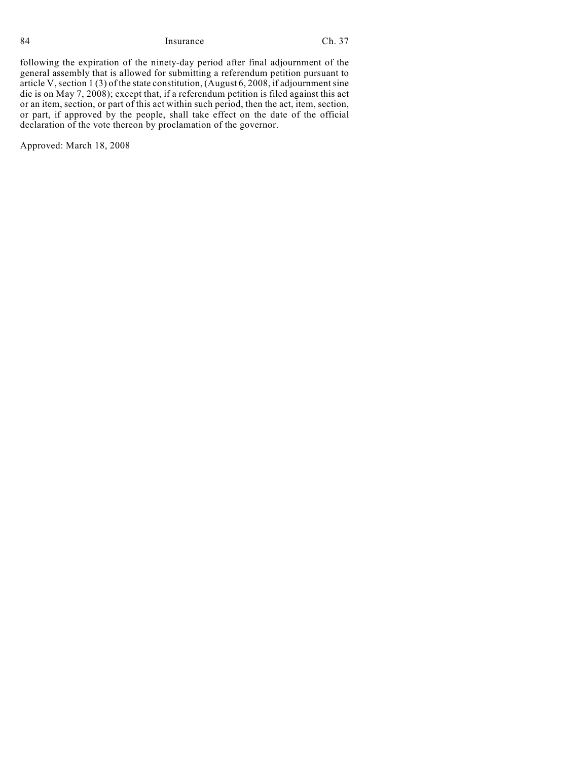following the expiration of the ninety-day period after final adjournment of the general assembly that is allowed for submitting a referendum petition pursuant to article V, section 1 (3) of the state constitution, (August 6, 2008, if adjournment sine die is on May 7, 2008); except that, if a referendum petition is filed against this act or an item, section, or part of this act within such period, then the act, item, section, or part, if approved by the people, shall take effect on the date of the official declaration of the vote thereon by proclamation of the governor.

Approved: March 18, 2008